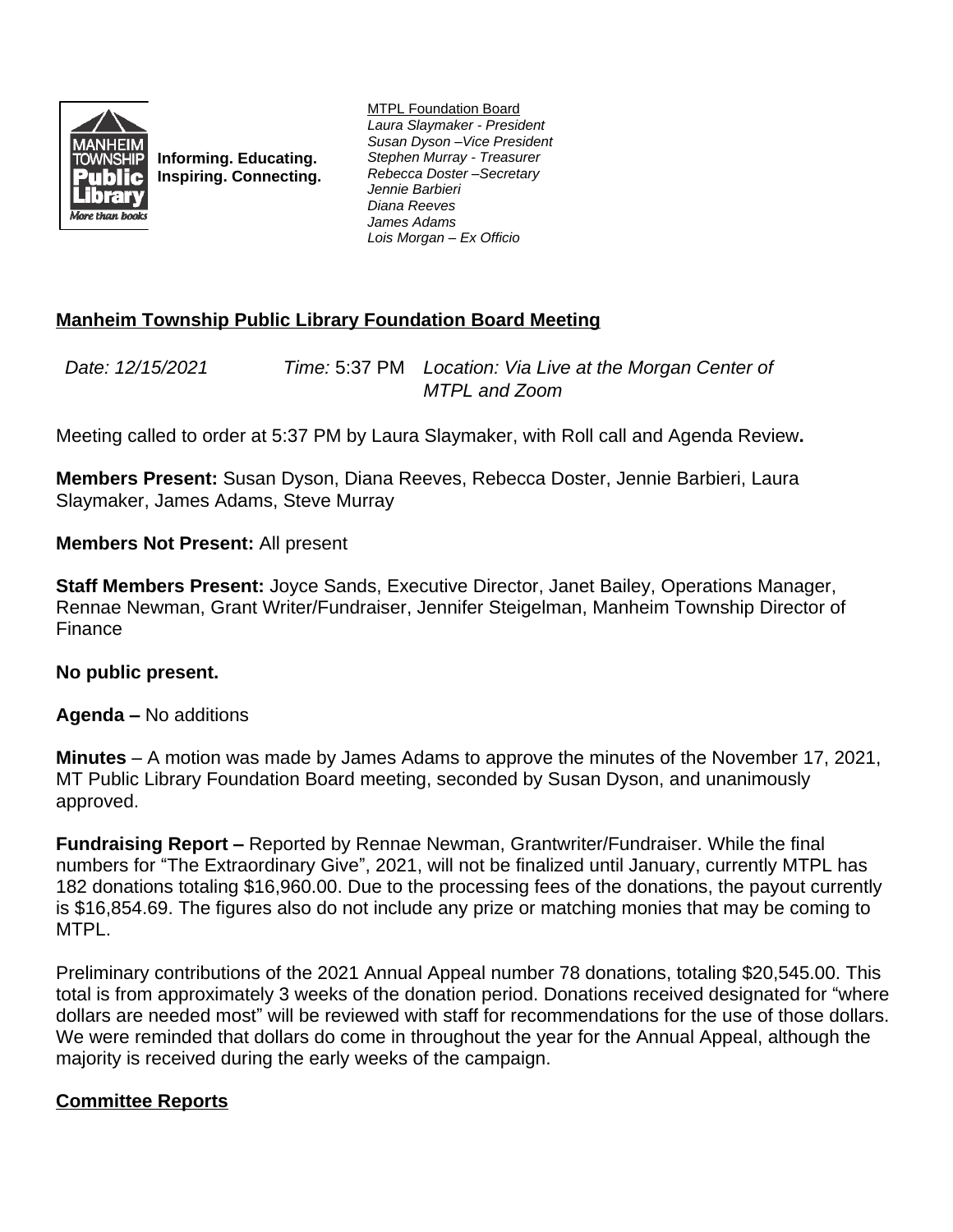**Informing. Educating. Inspiring. Connecting.**

MTPL Foundation Board
*Laura Slaymaker - President*
*Susan Dyson –Vice President*
*Stephen Murray - Treasurer*
*Rebecca Doster –Secretary*
*Jennie Barbieri*
*Diana Reeves*
*James Adams*
*Lois Morgan – Ex Officio*

## Manheim Township Public Library Foundation Board Meeting

*Date: 12/15/2021* *Time:* 5:37 PM *Location: Via Live at the Morgan Center of MTPL and Zoom*

Meeting called to order at 5:37 PM by Laura Slaymaker, with Roll call and Agenda Review**.**

**Members Present:** Susan Dyson, Diana Reeves, Rebecca Doster, Jennie Barbieri, Laura Slaymaker, James Adams, Steve Murray

**Members Not Present:** All present

**Staff Members Present:** Joyce Sands, Executive Director, Janet Bailey, Operations Manager, Rennae Newman, Grant Writer/Fundraiser, Jennifer Steigelman, Manheim Township Director of Finance

**No public present.**

**Agenda –** No additions

**Minutes** – A motion was made by James Adams to approve the minutes of the November 17, 2021, MT Public Library Foundation Board meeting, seconded by Susan Dyson, and unanimously approved.

**Fundraising Report –** Reported by Rennae Newman, Grantwriter/Fundraiser. While the final numbers for "The Extraordinary Give", 2021, will not be finalized until January, currently MTPL has 182 donations totaling $16,960.00. Due to the processing fees of the donations, the payout currently is $16,854.69. The figures also do not include any prize or matching monies that may be coming to MTPL.

Preliminary contributions of the 2021 Annual Appeal number 78 donations, totaling $20,545.00. This total is from approximately 3 weeks of the donation period. Donations received designated for "where dollars are needed most" will be reviewed with staff for recommendations for the use of those dollars. We were reminded that dollars do come in throughout the year for the Annual Appeal, although the majority is received during the early weeks of the campaign.

## Committee Reports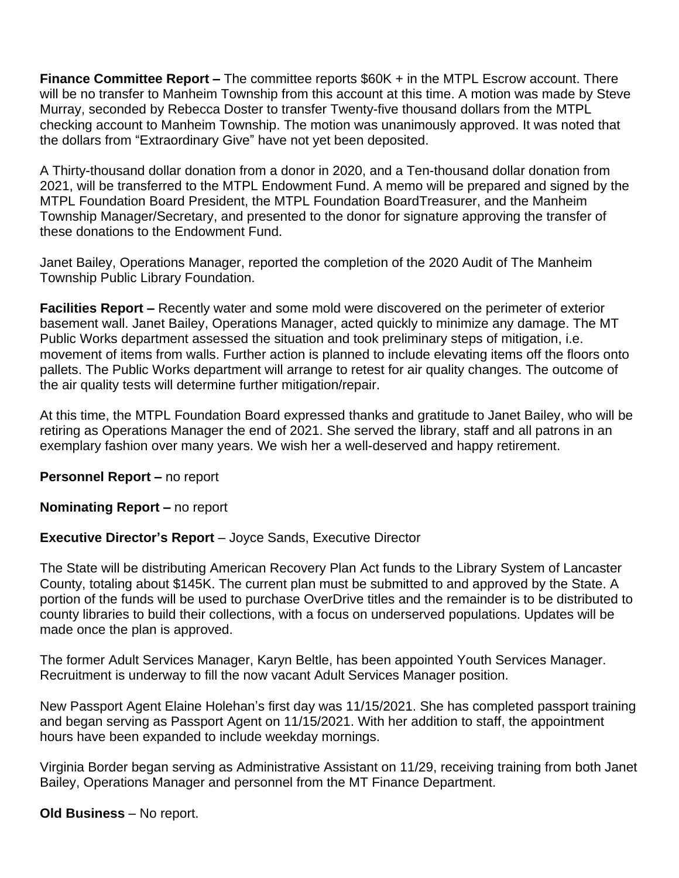**Finance Committee Report –** The committee reports $60K + in the MTPL Escrow account. There will be no transfer to Manheim Township from this account at this time. A motion was made by Steve Murray, seconded by Rebecca Doster to transfer Twenty-five thousand dollars from the MTPL checking account to Manheim Township. The motion was unanimously approved. It was noted that the dollars from "Extraordinary Give" have not yet been deposited.

A Thirty-thousand dollar donation from a donor in 2020, and a Ten-thousand dollar donation from 2021, will be transferred to the MTPL Endowment Fund. A memo will be prepared and signed by the MTPL Foundation Board President, the MTPL Foundation BoardTreasurer, and the Manheim Township Manager/Secretary, and presented to the donor for signature approving the transfer of these donations to the Endowment Fund.

Janet Bailey, Operations Manager, reported the completion of the 2020 Audit of The Manheim Township Public Library Foundation.

**Facilities Report –** Recently water and some mold were discovered on the perimeter of exterior basement wall. Janet Bailey, Operations Manager, acted quickly to minimize any damage. The MT Public Works department assessed the situation and took preliminary steps of mitigation, i.e. movement of items from walls. Further action is planned to include elevating items off the floors onto pallets. The Public Works department will arrange to retest for air quality changes. The outcome of the air quality tests will determine further mitigation/repair.

At this time, the MTPL Foundation Board expressed thanks and gratitude to Janet Bailey, who will be retiring as Operations Manager the end of 2021. She served the library, staff and all patrons in an exemplary fashion over many years. We wish her a well-deserved and happy retirement.

**Personnel Report –** no report

**Nominating Report –** no report

**Executive Director's Report** – Joyce Sands, Executive Director

The State will be distributing American Recovery Plan Act funds to the Library System of Lancaster County, totaling about $145K. The current plan must be submitted to and approved by the State. A portion of the funds will be used to purchase OverDrive titles and the remainder is to be distributed to county libraries to build their collections, with a focus on underserved populations. Updates will be made once the plan is approved.

The former Adult Services Manager, Karyn Beltle, has been appointed Youth Services Manager. Recruitment is underway to fill the now vacant Adult Services Manager position.

New Passport Agent Elaine Holehan's first day was 11/15/2021. She has completed passport training and began serving as Passport Agent on 11/15/2021. With her addition to staff, the appointment hours have been expanded to include weekday mornings.

Virginia Border began serving as Administrative Assistant on 11/29, receiving training from both Janet Bailey, Operations Manager and personnel from the MT Finance Department.

**Old Business** – No report.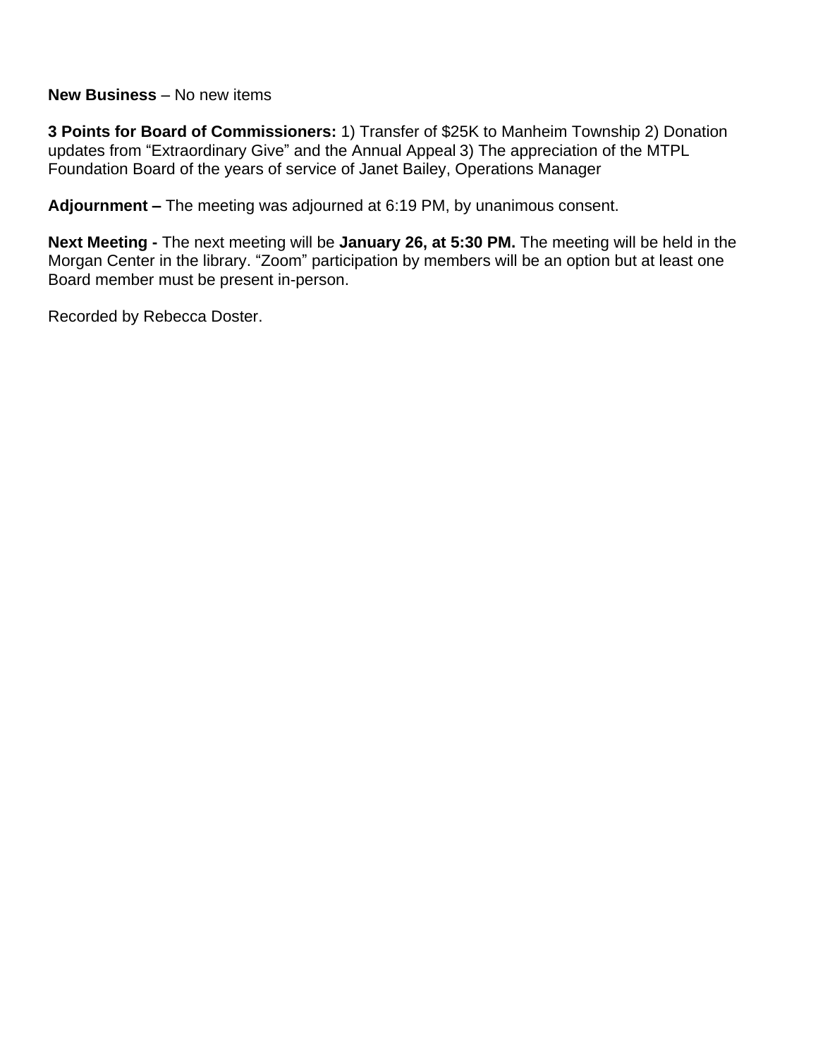**New Business** – No new items

**3 Points for Board of Commissioners:** 1) Transfer of $25K to Manheim Township 2) Donation updates from "Extraordinary Give" and the Annual Appeal 3) The appreciation of the MTPL Foundation Board of the years of service of Janet Bailey, Operations Manager

**Adjournment –** The meeting was adjourned at 6:19 PM, by unanimous consent.

**Next Meeting -** The next meeting will be **January 26, at 5:30 PM.** The meeting will be held in the Morgan Center in the library. "Zoom" participation by members will be an option but at least one Board member must be present in-person.

Recorded by Rebecca Doster.